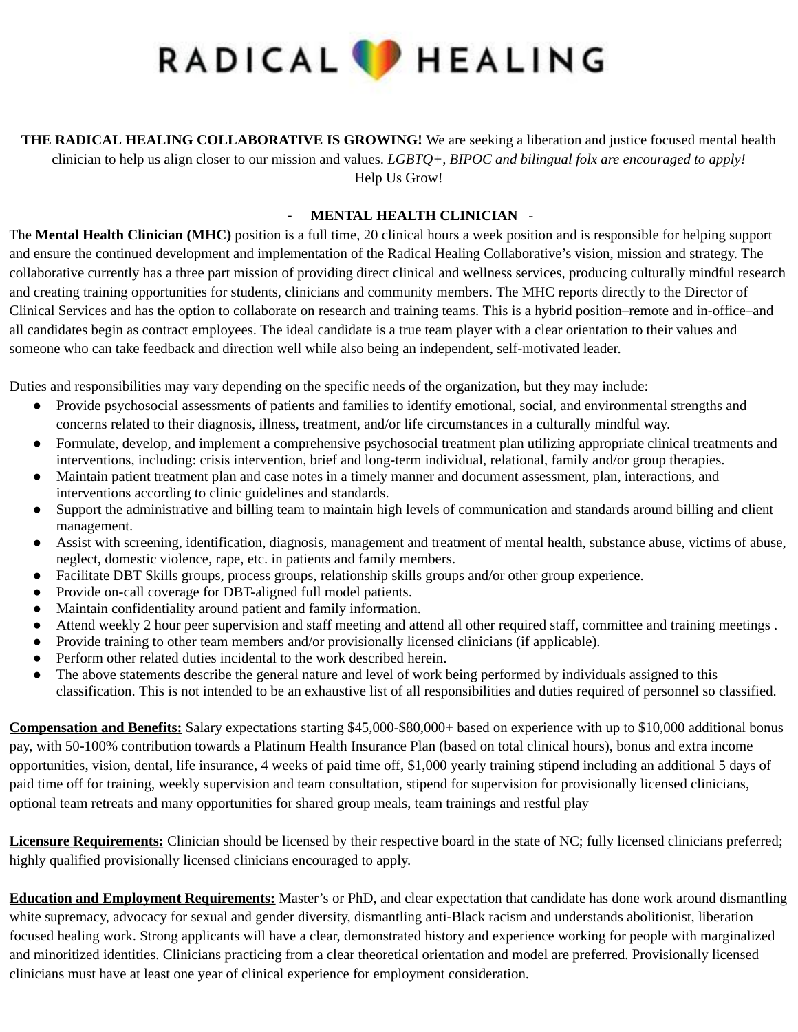# RADICAL HEALING

**THE RADICAL HEALING COLLABORATIVE IS GROWING!** We are seeking a liberation and justice focused mental health clinician to help us align closer to our mission and values. *LGBTQ+, BIPOC and bilingual folx are encouraged to apply!* Help Us Grow!

## - MENTAL HEALTH CLINICIAN -

The **Mental Health Clinician (MHC)** position is a full time, 20 clinical hours a week position and is responsible for helping support and ensure the continued development and implementation of the Radical Healing Collaborative's vision, mission and strategy. The collaborative currently has a three part mission of providing direct clinical and wellness services, producing culturally mindful research and creating training opportunities for students, clinicians and community members. The MHC reports directly to the Director of Clinical Services and has the option to collaborate on research and training teams. This is a hybrid position–remote and in-office–and all candidates begin as contract employees. The ideal candidate is a true team player with a clear orientation to their values and someone who can take feedback and direction well while also being an independent, self-motivated leader.

Duties and responsibilities may vary depending on the specific needs of the organization, but they may include:

- Provide psychosocial assessments of patients and families to identify emotional, social, and environmental strengths and concerns related to their diagnosis, illness, treatment, and/or life circumstances in a culturally mindful way.
- Formulate, develop, and implement a comprehensive psychosocial treatment plan utilizing appropriate clinical treatments and interventions, including: crisis intervention, brief and long-term individual, relational, family and/or group therapies.
- Maintain patient treatment plan and case notes in a timely manner and document assessment, plan, interactions, and interventions according to clinic guidelines and standards.
- Support the administrative and billing team to maintain high levels of communication and standards around billing and client management.
- Assist with screening, identification, diagnosis, management and treatment of mental health, substance abuse, victims of abuse, neglect, domestic violence, rape, etc. in patients and family members.
- Facilitate DBT Skills groups, process groups, relationship skills groups and/or other group experience.
- Provide on-call coverage for DBT-aligned full model patients.
- Maintain confidentiality around patient and family information.
- Attend weekly 2 hour peer supervision and staff meeting and attend all other required staff, committee and training meetings .
- Provide training to other team members and/or provisionally licensed clinicians (if applicable).
- Perform other related duties incidental to the work described herein.
- The above statements describe the general nature and level of work being performed by individuals assigned to this classification. This is not intended to be an exhaustive list of all responsibilities and duties required of personnel so classified.

**Compensation and Benefits:** Salary expectations starting $45,000-$80,000+ based on experience with up to $10,000 additional bonus pay, with 50-100% contribution towards a Platinum Health Insurance Plan (based on total clinical hours), bonus and extra income opportunities, vision, dental, life insurance, 4 weeks of paid time off, $1,000 yearly training stipend including an additional 5 days of paid time off for training, weekly supervision and team consultation, stipend for supervision for provisionally licensed clinicians, optional team retreats and many opportunities for shared group meals, team trainings and restful play

**Licensure Requirements:** Clinician should be licensed by their respective board in the state of NC; fully licensed clinicians preferred; highly qualified provisionally licensed clinicians encouraged to apply.

**Education and Employment Requirements:** Master's or PhD, and clear expectation that candidate has done work around dismantling white supremacy, advocacy for sexual and gender diversity, dismantling anti-Black racism and understands abolitionist, liberation focused healing work. Strong applicants will have a clear, demonstrated history and experience working for people with marginalized and minoritized identities. Clinicians practicing from a clear theoretical orientation and model are preferred. Provisionally licensed clinicians must have at least one year of clinical experience for employment consideration.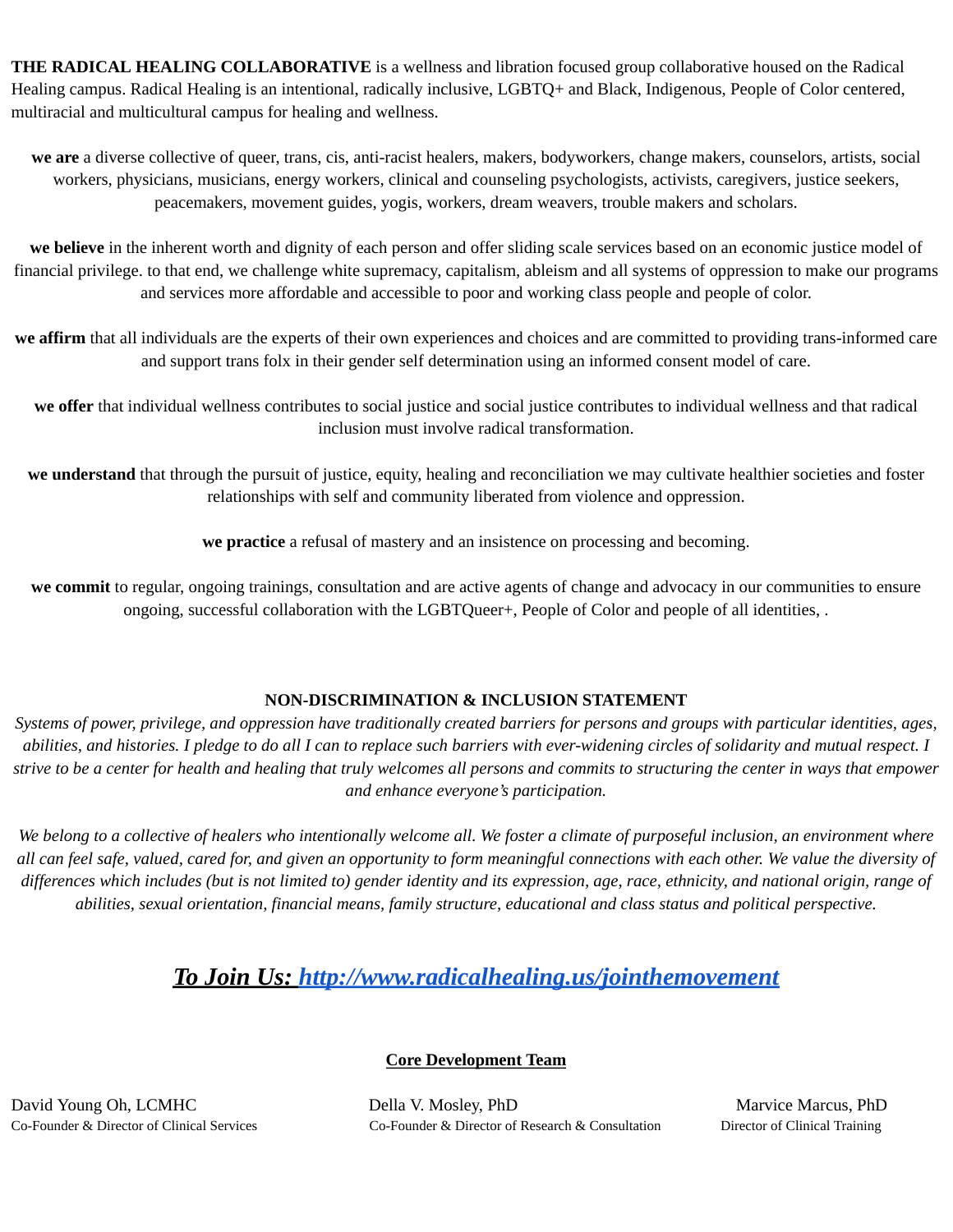**THE RADICAL HEALING COLLABORATIVE** is a wellness and libration focused group collaborative housed on the Radical Healing campus. Radical Healing is an intentional, radically inclusive, LGBTQ+ and Black, Indigenous, People of Color centered, multiracial and multicultural campus for healing and wellness.

**we are** a diverse collective of queer, trans, cis, anti-racist healers, makers, bodyworkers, change makers, counselors, artists, social workers, physicians, musicians, energy workers, clinical and counseling psychologists, activists, caregivers, justice seekers, peacemakers, movement guides, yogis, workers, dream weavers, trouble makers and scholars.

**we believe** in the inherent worth and dignity of each person and offer sliding scale services based on an economic justice model of financial privilege. to that end, we challenge white supremacy, capitalism, ableism and all systems of oppression to make our programs and services more affordable and accessible to poor and working class people and people of color.

**we affirm** that all individuals are the experts of their own experiences and choices and are committed to providing trans-informed care and support trans folx in their gender self determination using an informed consent model of care.

**we offer** that individual wellness contributes to social justice and social justice contributes to individual wellness and that radical inclusion must involve radical transformation.

**we understand** that through the pursuit of justice, equity, healing and reconciliation we may cultivate healthier societies and foster relationships with self and community liberated from violence and oppression.

**we practice** a refusal of mastery and an insistence on processing and becoming.

**we commit** to regular, ongoing trainings, consultation and are active agents of change and advocacy in our communities to ensure ongoing, successful collaboration with the LGBTQueer+, People of Color and people of all identities, .

**NON-DISCRIMINATION & INCLUSION STATEMENT**

*Systems of power, privilege, and oppression have traditionally created barriers for persons and groups with particular identities, ages, abilities, and histories. I pledge to do all I can to replace such barriers with ever-widening circles of solidarity and mutual respect. I strive to be a center for health and healing that truly welcomes all persons and commits to structuring the center in ways that empower and enhance everyone's participation.*

*We belong to a collective of healers who intentionally welcome all. We foster a climate of purposeful inclusion, an environment where all can feel safe, valued, cared for, and given an opportunity to form meaningful connections with each other. We value the diversity of differences which includes (but is not limited to) gender identity and its expression, age, race, ethnicity, and national origin, range of abilities, sexual orientation, financial means, family structure, educational and class status and political perspective.*

## ***To Join Us: http://www.radicalhealing.us/jointhemovement***

**Core Development Team**

David Young Oh, LCMHC
Co-Founder & Director of Clinical Services

Della V. Mosley, PhD
Co-Founder & Director of Research & Consultation

Marvice Marcus, PhD
Director of Clinical Training